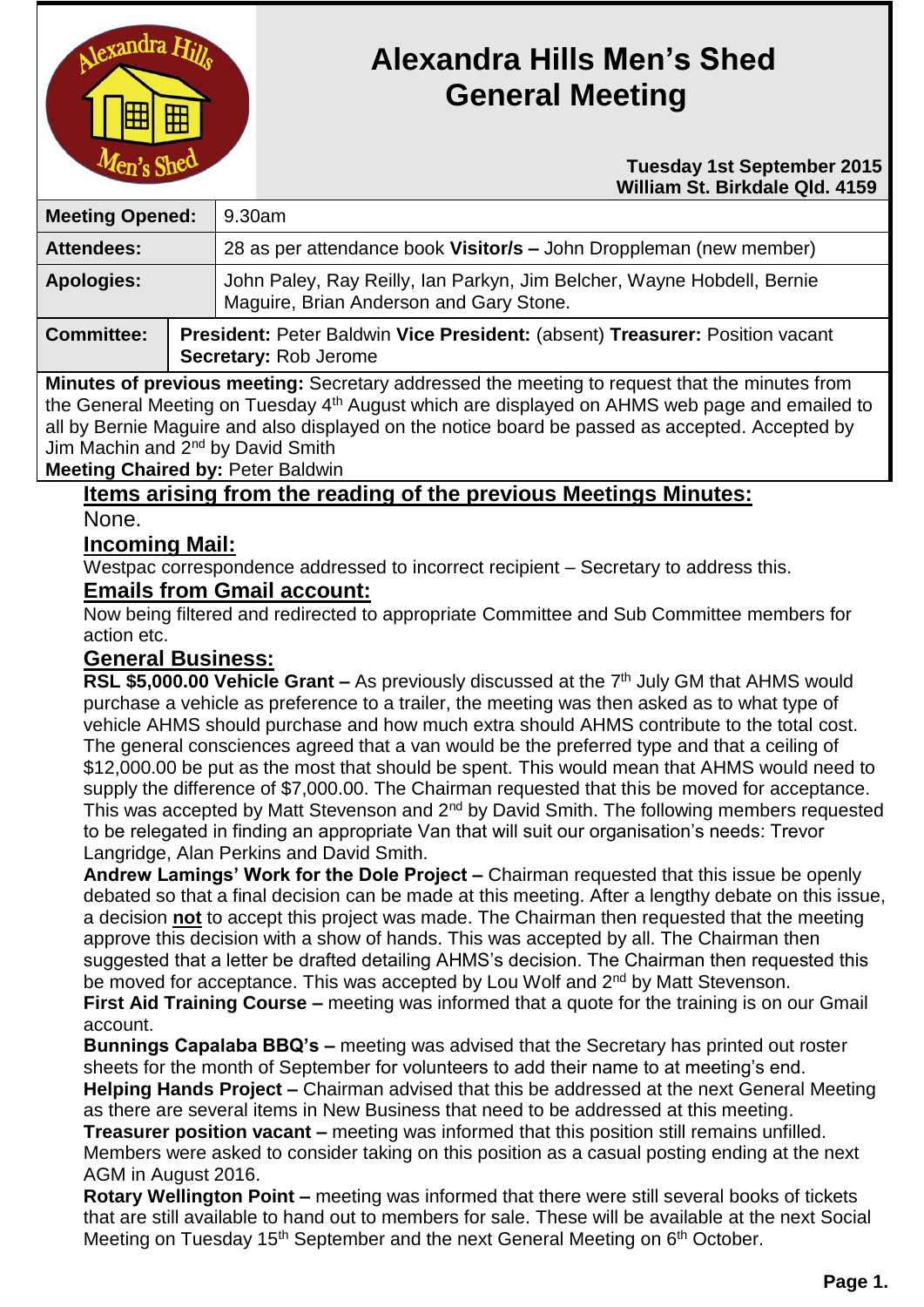# Alexandra Hills Men's Shed General Meeting

**Tuesday 1st September 2015**
**William St. Birkdale Qld. 4159**

| **Meeting Opened:** | 9.30am |
|---|---|
| **Attendees:** | 28 as per attendance book **Visitor/s –** John Droppleman (new member) |
| **Apologies:** | John Paley, Ray Reilly, Ian Parkyn, Jim Belcher, Wayne Hobdell, Bernie Maguire, Brian Anderson and Gary Stone. |
| **Committee:** | **President:** Peter Baldwin **Vice President:** (absent) **Treasurer:** Position vacant **Secretary:** Rob Jerome |

**Minutes of previous meeting:** Secretary addressed the meeting to request that the minutes from the General Meeting on Tuesday 4th August which are displayed on AHMS web page and emailed to all by Bernie Maguire and also displayed on the notice board be passed as accepted. Accepted by Jim Machin and 2nd by David Smith

**Meeting Chaired by:** Peter Baldwin

## Items arising from the reading of the previous Meetings Minutes:

None.

## Incoming Mail:

Westpac correspondence addressed to incorrect recipient – Secretary to address this.

## Emails from Gmail account:

Now being filtered and redirected to appropriate Committee and Sub Committee members for action etc.

## General Business:

**RSL $5,000.00 Vehicle Grant –** As previously discussed at the 7th July GM that AHMS would purchase a vehicle as preference to a trailer, the meeting was then asked as to what type of vehicle AHMS should purchase and how much extra should AHMS contribute to the total cost. The general consciences agreed that a van would be the preferred type and that a ceiling of $12,000.00 be put as the most that should be spent. This would mean that AHMS would need to supply the difference of $7,000.00. The Chairman requested that this be moved for acceptance. This was accepted by Matt Stevenson and 2nd by David Smith. The following members requested to be relegated in finding an appropriate Van that will suit our organisation's needs: Trevor Langridge, Alan Perkins and David Smith.

**Andrew Lamings' Work for the Dole Project –** Chairman requested that this issue be openly debated so that a final decision can be made at this meeting. After a lengthy debate on this issue, a decision **not** to accept this project was made. The Chairman then requested that the meeting approve this decision with a show of hands. This was accepted by all. The Chairman then suggested that a letter be drafted detailing AHMS's decision. The Chairman then requested this be moved for acceptance. This was accepted by Lou Wolf and 2nd by Matt Stevenson.

**First Aid Training Course –** meeting was informed that a quote for the training is on our Gmail account.

**Bunnings Capalaba BBQ's –** meeting was advised that the Secretary has printed out roster sheets for the month of September for volunteers to add their name to at meeting's end.

**Helping Hands Project –** Chairman advised that this be addressed at the next General Meeting as there are several items in New Business that need to be addressed at this meeting.

**Treasurer position vacant –** meeting was informed that this position still remains unfilled. Members were asked to consider taking on this position as a casual posting ending at the next AGM in August 2016.

**Rotary Wellington Point –** meeting was informed that there were still several books of tickets that are still available to hand out to members for sale. These will be available at the next Social Meeting on Tuesday 15th September and the next General Meeting on 6th October.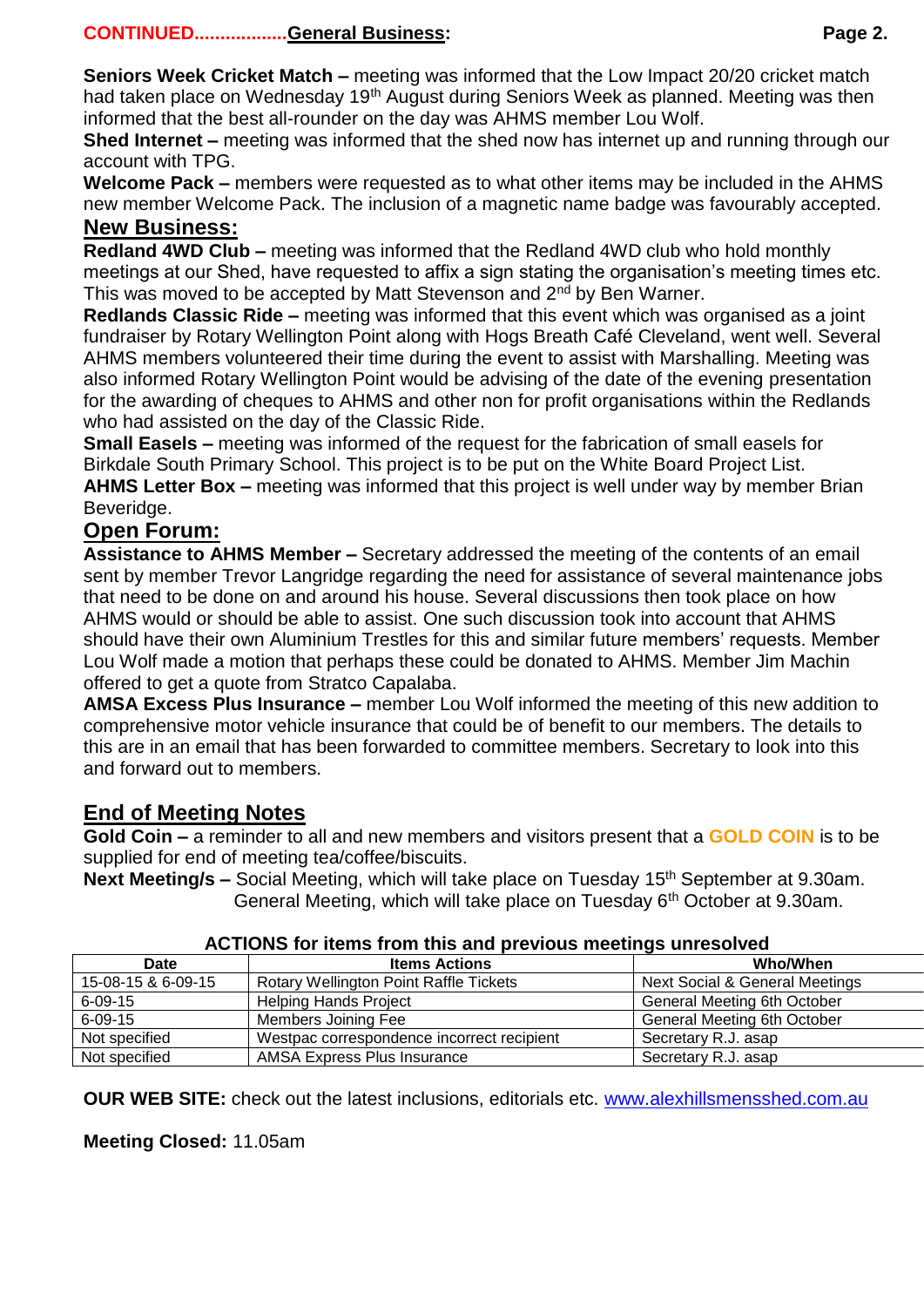**CONTINUED..................General Business:**

**Seniors Week Cricket Match –** meeting was informed that the Low Impact 20/20 cricket match had taken place on Wednesday 19th August during Seniors Week as planned. Meeting was then informed that the best all-rounder on the day was AHMS member Lou Wolf.

**Shed Internet –** meeting was informed that the shed now has internet up and running through our account with TPG.

**Welcome Pack –** members were requested as to what other items may be included in the AHMS new member Welcome Pack. The inclusion of a magnetic name badge was favourably accepted.

## New Business:

**Redland 4WD Club –** meeting was informed that the Redland 4WD club who hold monthly meetings at our Shed, have requested to affix a sign stating the organisation's meeting times etc. This was moved to be accepted by Matt Stevenson and 2nd by Ben Warner.

**Redlands Classic Ride –** meeting was informed that this event which was organised as a joint fundraiser by Rotary Wellington Point along with Hogs Breath Café Cleveland, went well. Several AHMS members volunteered their time during the event to assist with Marshalling. Meeting was also informed Rotary Wellington Point would be advising of the date of the evening presentation for the awarding of cheques to AHMS and other non for profit organisations within the Redlands who had assisted on the day of the Classic Ride.

**Small Easels –** meeting was informed of the request for the fabrication of small easels for Birkdale South Primary School. This project is to be put on the White Board Project List.

**AHMS Letter Box –** meeting was informed that this project is well under way by member Brian Beveridge.

## Open Forum:

**Assistance to AHMS Member –** Secretary addressed the meeting of the contents of an email sent by member Trevor Langridge regarding the need for assistance of several maintenance jobs that need to be done on and around his house. Several discussions then took place on how AHMS would or should be able to assist. One such discussion took into account that AHMS should have their own Aluminium Trestles for this and similar future members' requests. Member Lou Wolf made a motion that perhaps these could be donated to AHMS. Member Jim Machin offered to get a quote from Stratco Capalaba.

**AMSA Excess Plus Insurance –** member Lou Wolf informed the meeting of this new addition to comprehensive motor vehicle insurance that could be of benefit to our members. The details to this are in an email that has been forwarded to committee members. Secretary to look into this and forward out to members.

## End of Meeting Notes

**Gold Coin –** a reminder to all and new members and visitors present that a **GOLD COIN** is to be supplied for end of meeting tea/coffee/biscuits.

**Next Meeting/s –** Social Meeting, which will take place on Tuesday 15th September at 9.30am.
General Meeting, which will take place on Tuesday 6th October at 9.30am.

**ACTIONS for items from this and previous meetings unresolved**

| Date | Items Actions | Who/When |
|---|---|---|
| 15-08-15 & 6-09-15 | Rotary Wellington Point Raffle Tickets | Next Social & General Meetings |
| 6-09-15 | Helping Hands Project | General Meeting 6th October |
| 6-09-15 | Members Joining Fee | General Meeting 6th October |
| Not specified | Westpac correspondence incorrect recipient | Secretary R.J. asap |
| Not specified | AMSA Express Plus Insurance | Secretary R.J. asap |

**OUR WEB SITE:** check out the latest inclusions, editorials etc. www.alexhillsmensshed.com.au

**Meeting Closed:** 11.05am